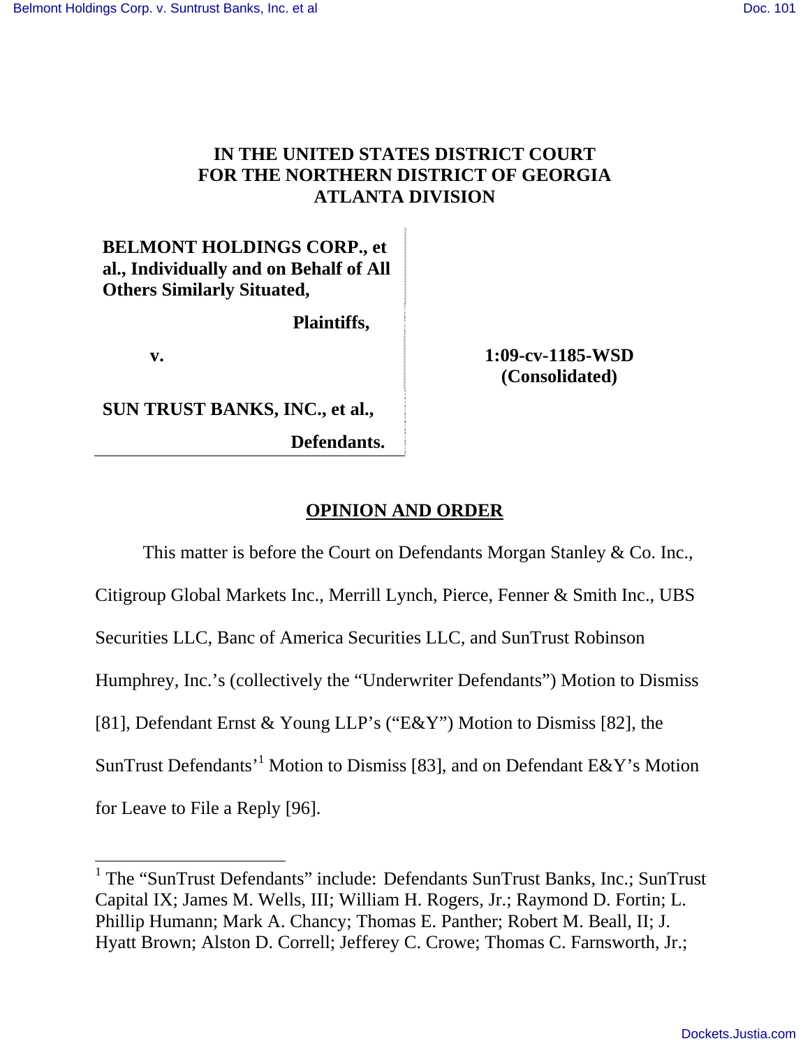**IN THE UNITED STATES DISTRICT COURT**
**FOR THE NORTHERN DISTRICT OF GEORGIA**
**ATLANTA DIVISION**

| | |
|---|---|
| **BELMONT HOLDINGS CORP., et al., Individually and on Behalf of All Others Similarly Situated,** | |
| **Plaintiffs,** | |
| **v.** | **1:09-cv-1185-WSD (Consolidated)** |
| **SUN TRUST BANKS, INC., et al.,** | |
| **Defendants.** | |

**OPINION AND ORDER**

This matter is before the Court on Defendants Morgan Stanley & Co. Inc., Citigroup Global Markets Inc., Merrill Lynch, Pierce, Fenner & Smith Inc., UBS Securities LLC, Banc of America Securities LLC, and SunTrust Robinson Humphrey, Inc.'s (collectively the "Underwriter Defendants") Motion to Dismiss [81], Defendant Ernst & Young LLP's ("E&Y") Motion to Dismiss [82], the SunTrust Defendants'[1] Motion to Dismiss [83], and on Defendant E&Y's Motion for Leave to File a Reply [96].

[1] The "SunTrust Defendants" include: Defendants SunTrust Banks, Inc.; SunTrust Capital IX; James M. Wells, III; William H. Rogers, Jr.; Raymond D. Fortin; L. Phillip Humann; Mark A. Chancy; Thomas E. Panther; Robert M. Beall, II; J. Hyatt Brown; Alston D. Correll; Jefferey C. Crowe; Thomas C. Farnsworth, Jr.;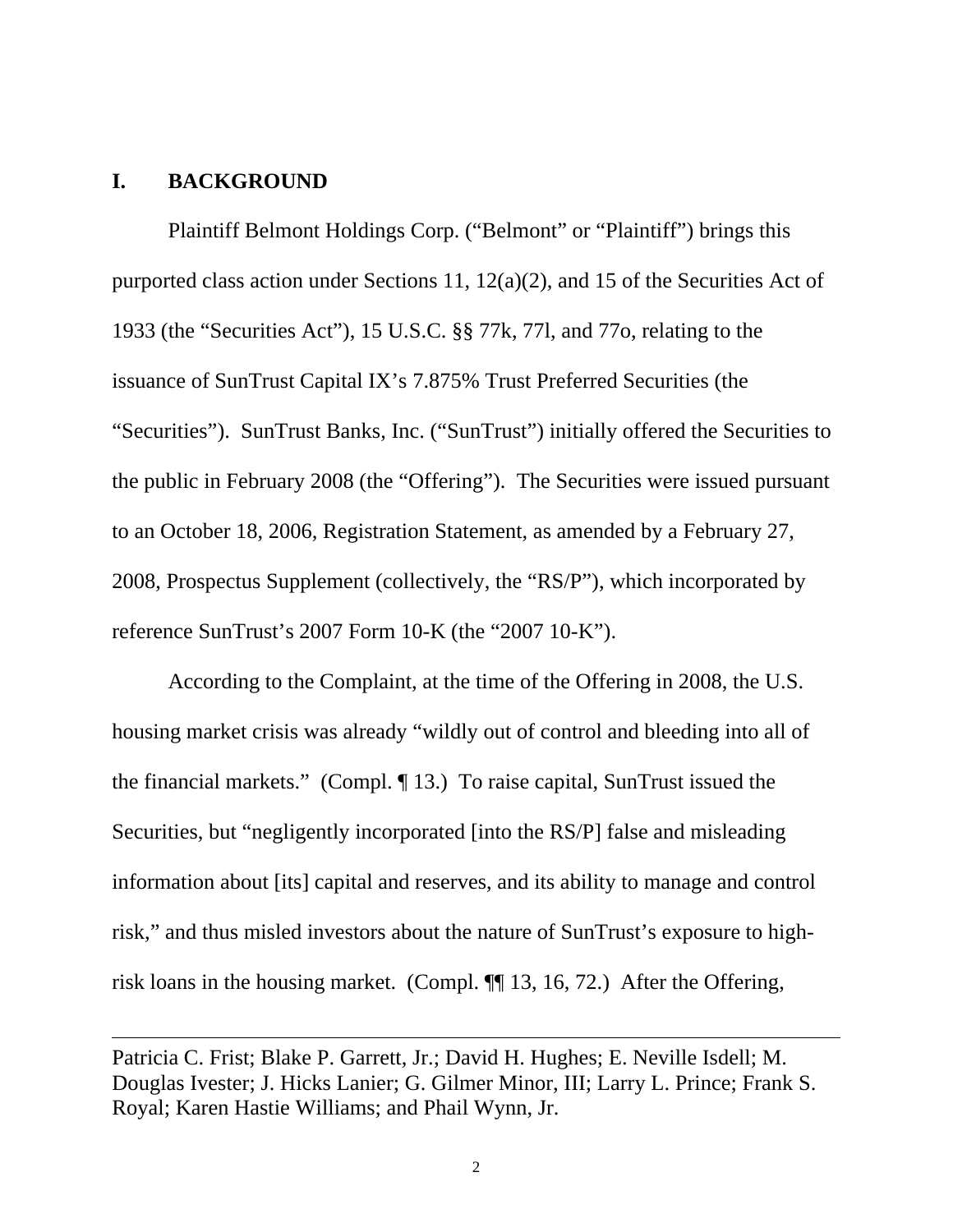## I. BACKGROUND

Plaintiff Belmont Holdings Corp. ("Belmont" or "Plaintiff") brings this purported class action under Sections 11, 12(a)(2), and 15 of the Securities Act of 1933 (the "Securities Act"), 15 U.S.C. §§ 77k, 77l, and 77o, relating to the issuance of SunTrust Capital IX's 7.875% Trust Preferred Securities (the "Securities"). SunTrust Banks, Inc. ("SunTrust") initially offered the Securities to the public in February 2008 (the "Offering"). The Securities were issued pursuant to an October 18, 2006, Registration Statement, as amended by a February 27, 2008, Prospectus Supplement (collectively, the "RS/P"), which incorporated by reference SunTrust's 2007 Form 10-K (the "2007 10-K").

According to the Complaint, at the time of the Offering in 2008, the U.S. housing market crisis was already "wildly out of control and bleeding into all of the financial markets." (Compl. ¶ 13.) To raise capital, SunTrust issued the Securities, but "negligently incorporated [into the RS/P] false and misleading information about [its] capital and reserves, and its ability to manage and control risk," and thus misled investors about the nature of SunTrust's exposure to high-risk loans in the housing market. (Compl. ¶¶ 13, 16, 72.) After the Offering,

---

Patricia C. Frist; Blake P. Garrett, Jr.; David H. Hughes; E. Neville Isdell; M. Douglas Ivester; J. Hicks Lanier; G. Gilmer Minor, III; Larry L. Prince; Frank S. Royal; Karen Hastie Williams; and Phail Wynn, Jr.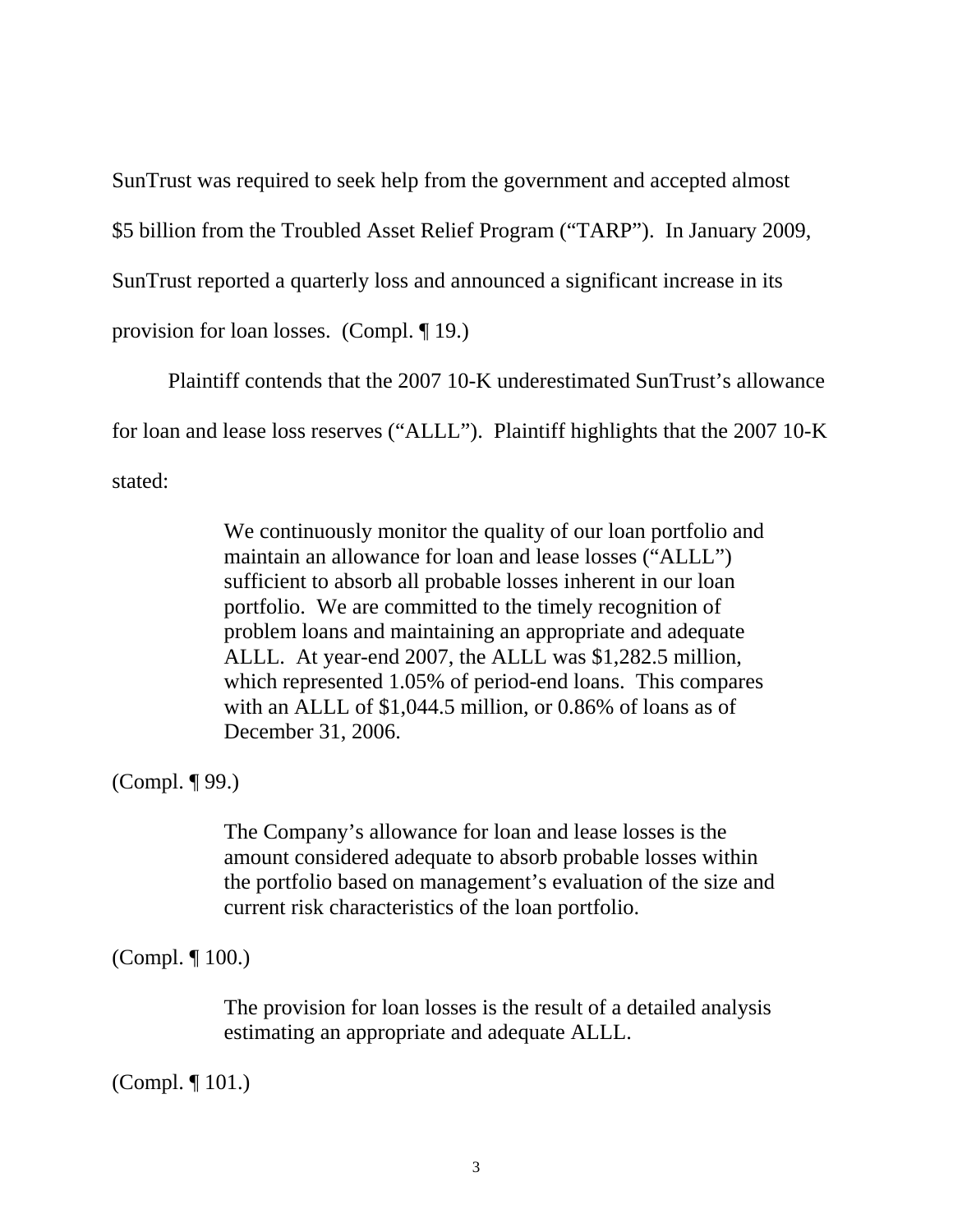SunTrust was required to seek help from the government and accepted almost $5 billion from the Troubled Asset Relief Program ("TARP"). In January 2009, SunTrust reported a quarterly loss and announced a significant increase in its provision for loan losses. (Compl. ¶ 19.)

Plaintiff contends that the 2007 10-K underestimated SunTrust's allowance for loan and lease loss reserves ("ALLL"). Plaintiff highlights that the 2007 10-K stated:

> We continuously monitor the quality of our loan portfolio and maintain an allowance for loan and lease losses ("ALLL") sufficient to absorb all probable losses inherent in our loan portfolio. We are committed to the timely recognition of problem loans and maintaining an appropriate and adequate ALLL. At year-end 2007, the ALLL was $1,282.5 million, which represented 1.05% of period-end loans. This compares with an ALLL of $1,044.5 million, or 0.86% of loans as of December 31, 2006.

(Compl. ¶ 99.)

> The Company's allowance for loan and lease losses is the amount considered adequate to absorb probable losses within the portfolio based on management's evaluation of the size and current risk characteristics of the loan portfolio.

(Compl. ¶ 100.)

> The provision for loan losses is the result of a detailed analysis estimating an appropriate and adequate ALLL.

(Compl. ¶ 101.)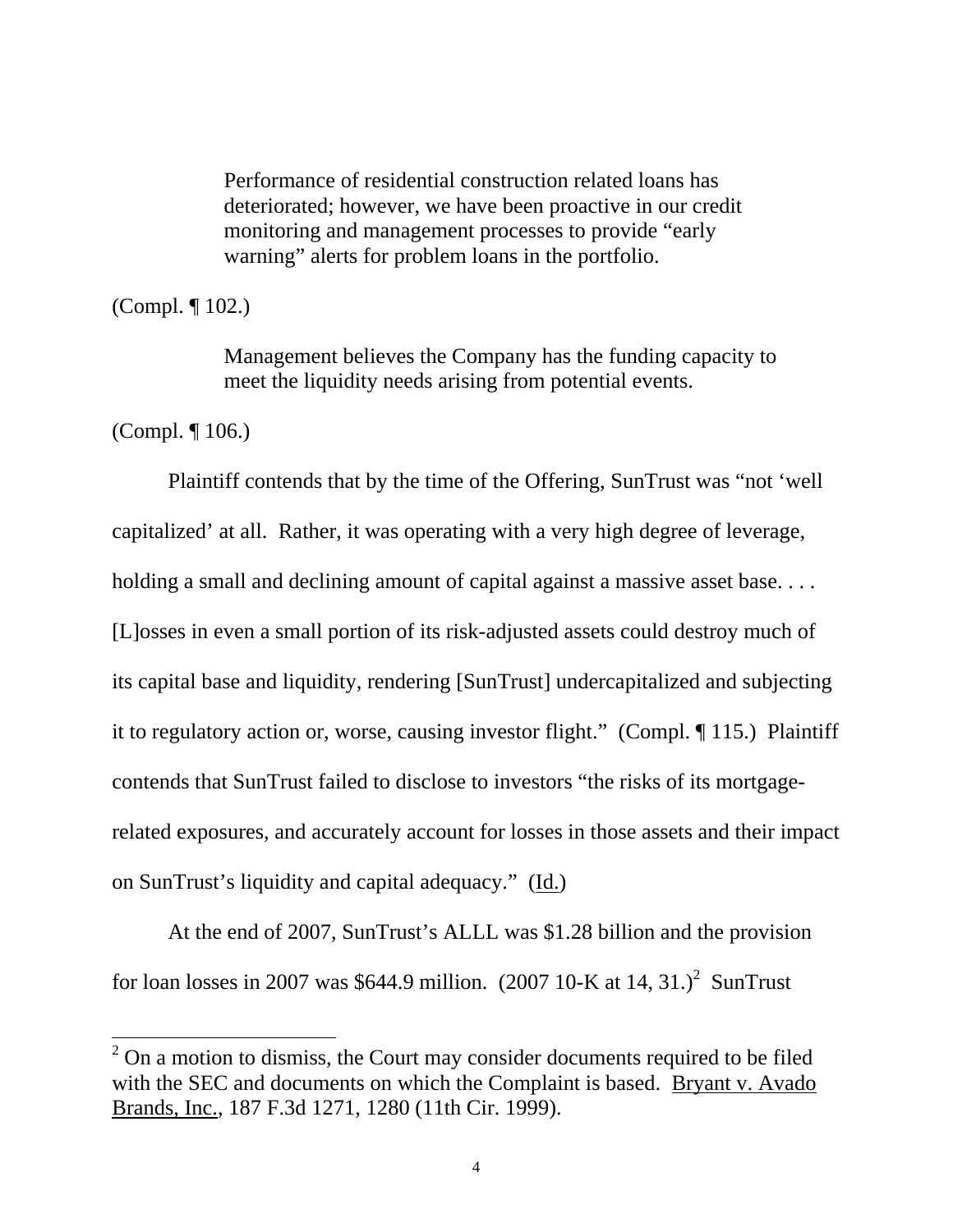> Performance of residential construction related loans has deteriorated; however, we have been proactive in our credit monitoring and management processes to provide "early warning" alerts for problem loans in the portfolio.

(Compl. ¶ 102.)

> Management believes the Company has the funding capacity to meet the liquidity needs arising from potential events.

(Compl. ¶ 106.)

Plaintiff contends that by the time of the Offering, SunTrust was "not 'well capitalized' at all. Rather, it was operating with a very high degree of leverage, holding a small and declining amount of capital against a massive asset base. . . . [L]osses in even a small portion of its risk-adjusted assets could destroy much of its capital base and liquidity, rendering [SunTrust] undercapitalized and subjecting it to regulatory action or, worse, causing investor flight." (Compl. ¶ 115.) Plaintiff contends that SunTrust failed to disclose to investors "the risks of its mortgage-related exposures, and accurately account for losses in those assets and their impact on SunTrust's liquidity and capital adequacy." (Id.)

At the end of 2007, SunTrust's ALLL was $1.28 billion and the provision for loan losses in 2007 was $644.9 million. (2007 10-K at 14, 31.)[2] SunTrust

[2] On a motion to dismiss, the Court may consider documents required to be filed with the SEC and documents on which the Complaint is based. Bryant v. Avado Brands, Inc., 187 F.3d 1271, 1280 (11th Cir. 1999).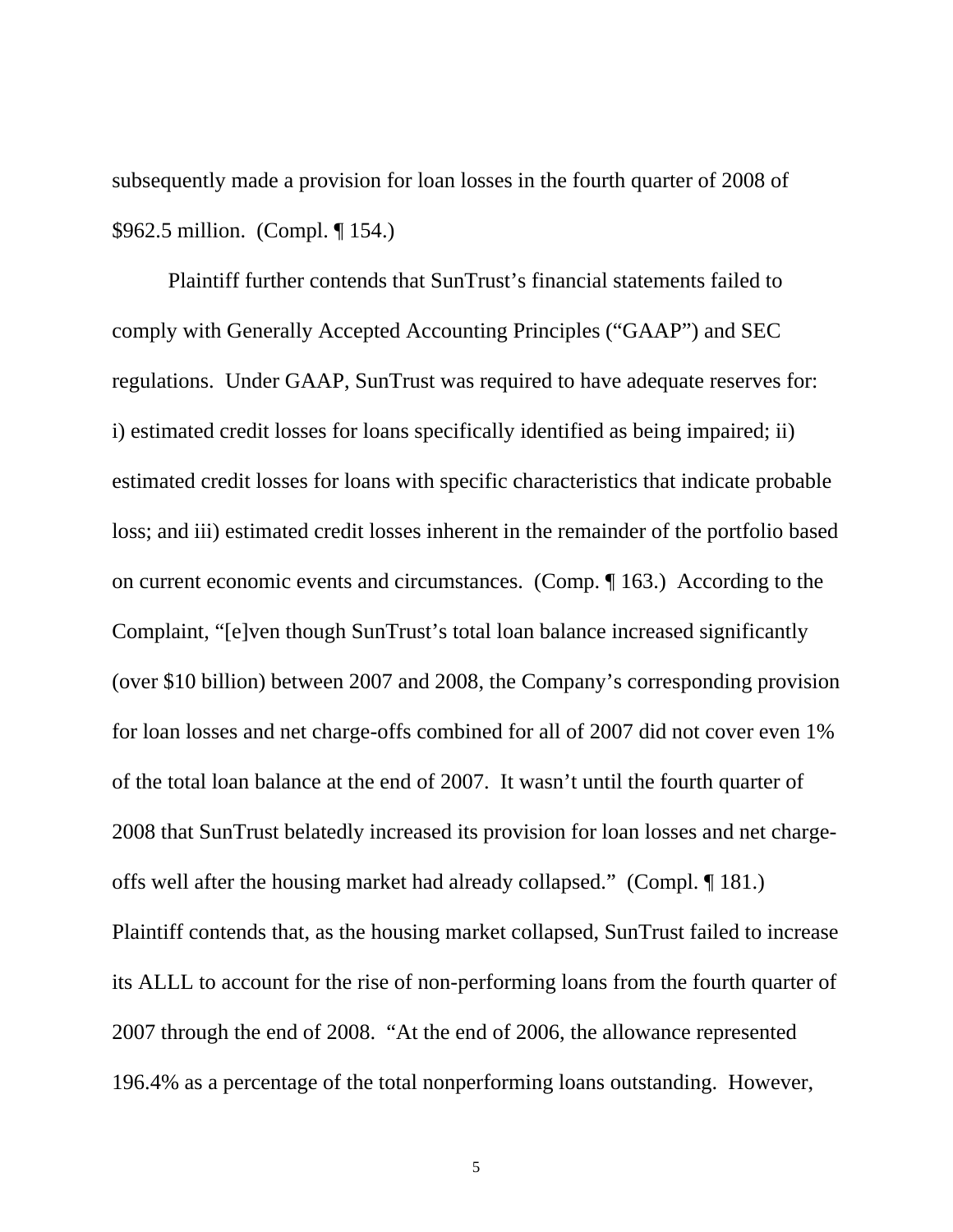subsequently made a provision for loan losses in the fourth quarter of 2008 of $962.5 million. (Compl. ¶ 154.)

Plaintiff further contends that SunTrust's financial statements failed to comply with Generally Accepted Accounting Principles ("GAAP") and SEC regulations. Under GAAP, SunTrust was required to have adequate reserves for: i) estimated credit losses for loans specifically identified as being impaired; ii) estimated credit losses for loans with specific characteristics that indicate probable loss; and iii) estimated credit losses inherent in the remainder of the portfolio based on current economic events and circumstances. (Comp. ¶ 163.) According to the Complaint, "[e]ven though SunTrust's total loan balance increased significantly (over $10 billion) between 2007 and 2008, the Company's corresponding provision for loan losses and net charge-offs combined for all of 2007 did not cover even 1% of the total loan balance at the end of 2007. It wasn't until the fourth quarter of 2008 that SunTrust belatedly increased its provision for loan losses and net charge-offs well after the housing market had already collapsed." (Compl. ¶ 181.) Plaintiff contends that, as the housing market collapsed, SunTrust failed to increase its ALLL to account for the rise of non-performing loans from the fourth quarter of 2007 through the end of 2008. "At the end of 2006, the allowance represented 196.4% as a percentage of the total nonperforming loans outstanding. However,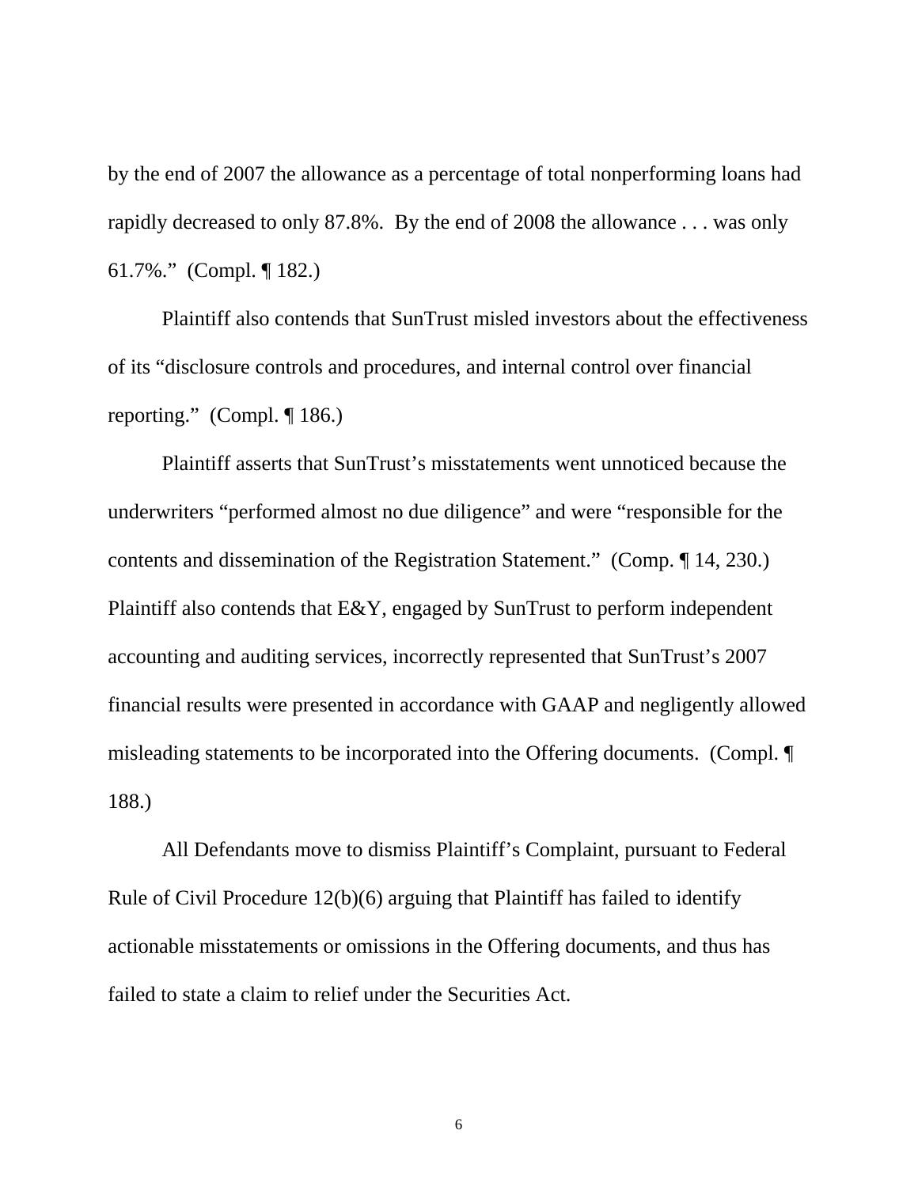by the end of 2007 the allowance as a percentage of total nonperforming loans had rapidly decreased to only 87.8%. By the end of 2008 the allowance . . . was only 61.7%." (Compl. ¶ 182.)

Plaintiff also contends that SunTrust misled investors about the effectiveness of its "disclosure controls and procedures, and internal control over financial reporting." (Compl. ¶ 186.)

Plaintiff asserts that SunTrust's misstatements went unnoticed because the underwriters "performed almost no due diligence" and were "responsible for the contents and dissemination of the Registration Statement." (Comp. ¶ 14, 230.) Plaintiff also contends that E&Y, engaged by SunTrust to perform independent accounting and auditing services, incorrectly represented that SunTrust's 2007 financial results were presented in accordance with GAAP and negligently allowed misleading statements to be incorporated into the Offering documents. (Compl. ¶ 188.)

All Defendants move to dismiss Plaintiff's Complaint, pursuant to Federal Rule of Civil Procedure 12(b)(6) arguing that Plaintiff has failed to identify actionable misstatements or omissions in the Offering documents, and thus has failed to state a claim to relief under the Securities Act.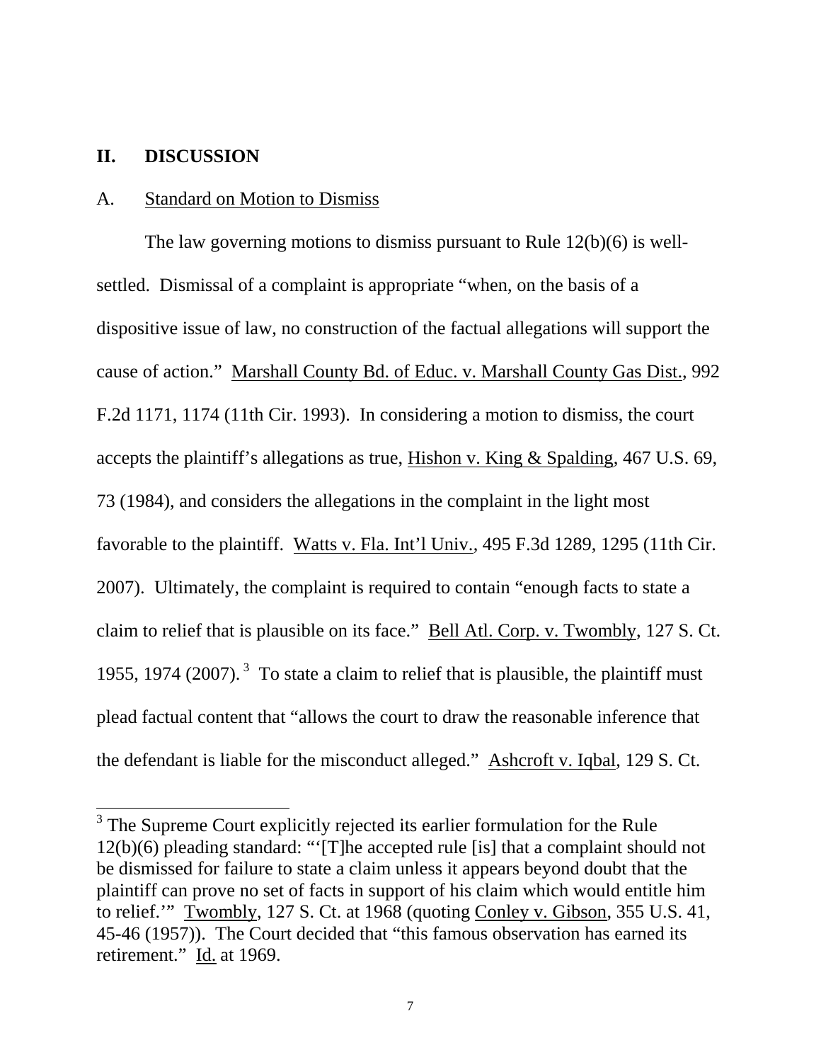## II. DISCUSSION

### A. Standard on Motion to Dismiss

The law governing motions to dismiss pursuant to Rule 12(b)(6) is well-settled. Dismissal of a complaint is appropriate "when, on the basis of a dispositive issue of law, no construction of the factual allegations will support the cause of action." Marshall County Bd. of Educ. v. Marshall County Gas Dist., 992 F.2d 1171, 1174 (11th Cir. 1993). In considering a motion to dismiss, the court accepts the plaintiff's allegations as true, Hishon v. King & Spalding, 467 U.S. 69, 73 (1984), and considers the allegations in the complaint in the light most favorable to the plaintiff. Watts v. Fla. Int'l Univ., 495 F.3d 1289, 1295 (11th Cir. 2007). Ultimately, the complaint is required to contain "enough facts to state a claim to relief that is plausible on its face." Bell Atl. Corp. v. Twombly, 127 S. Ct. 1955, 1974 (2007).[3] To state a claim to relief that is plausible, the plaintiff must plead factual content that "allows the court to draw the reasonable inference that the defendant is liable for the misconduct alleged." Ashcroft v. Iqbal, 129 S. Ct.

---

[3] The Supreme Court explicitly rejected its earlier formulation for the Rule 12(b)(6) pleading standard: "'[T]he accepted rule [is] that a complaint should not be dismissed for failure to state a claim unless it appears beyond doubt that the plaintiff can prove no set of facts in support of his claim which would entitle him to relief.'" Twombly, 127 S. Ct. at 1968 (quoting Conley v. Gibson, 355 U.S. 41, 45-46 (1957)). The Court decided that "this famous observation has earned its retirement." Id. at 1969.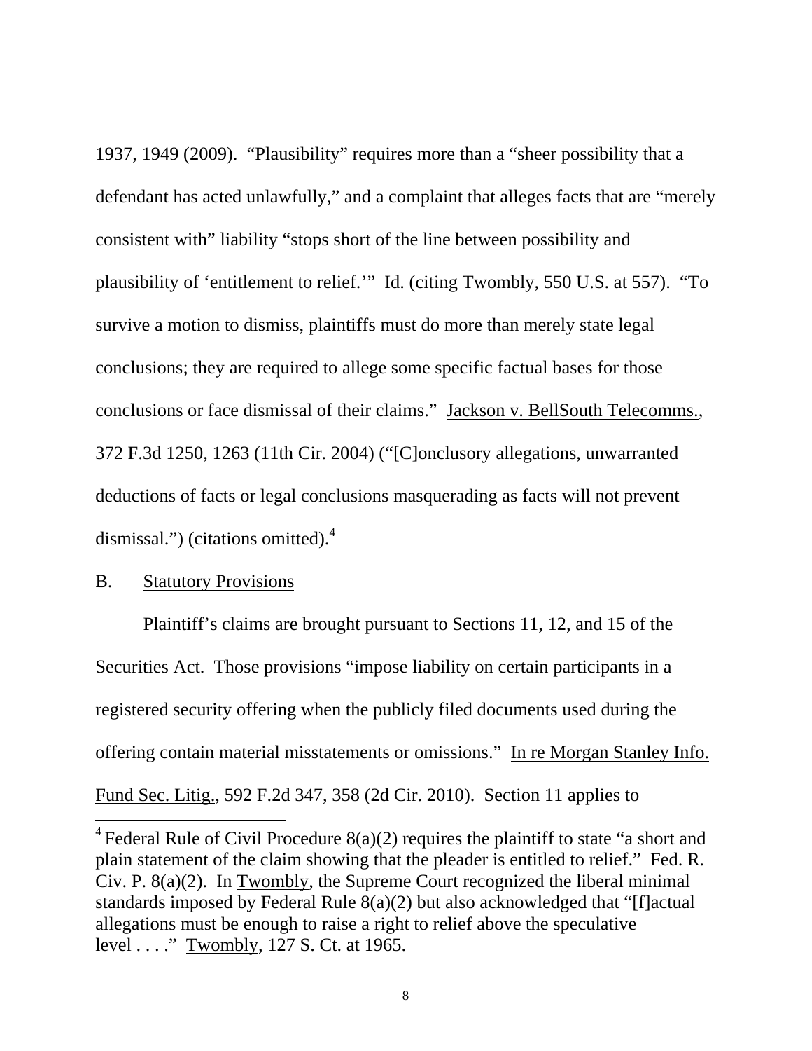1937, 1949 (2009). "Plausibility" requires more than a "sheer possibility that a defendant has acted unlawfully," and a complaint that alleges facts that are "merely consistent with" liability "stops short of the line between possibility and plausibility of 'entitlement to relief.'" Id. (citing Twombly, 550 U.S. at 557). "To survive a motion to dismiss, plaintiffs must do more than merely state legal conclusions; they are required to allege some specific factual bases for those conclusions or face dismissal of their claims." Jackson v. BellSouth Telecomms., 372 F.3d 1250, 1263 (11th Cir. 2004) ("[C]onclusory allegations, unwarranted deductions of facts or legal conclusions masquerading as facts will not prevent dismissal.") (citations omitted).[4]

B. Statutory Provisions

Plaintiff's claims are brought pursuant to Sections 11, 12, and 15 of the Securities Act. Those provisions "impose liability on certain participants in a registered security offering when the publicly filed documents used during the offering contain material misstatements or omissions." In re Morgan Stanley Info. Fund Sec. Litig., 592 F.2d 347, 358 (2d Cir. 2010). Section 11 applies to

---

[4] Federal Rule of Civil Procedure 8(a)(2) requires the plaintiff to state "a short and plain statement of the claim showing that the pleader is entitled to relief." Fed. R. Civ. P. 8(a)(2). In Twombly, the Supreme Court recognized the liberal minimal standards imposed by Federal Rule 8(a)(2) but also acknowledged that "[f]actual allegations must be enough to raise a right to relief above the speculative level . . . ." Twombly, 127 S. Ct. at 1965.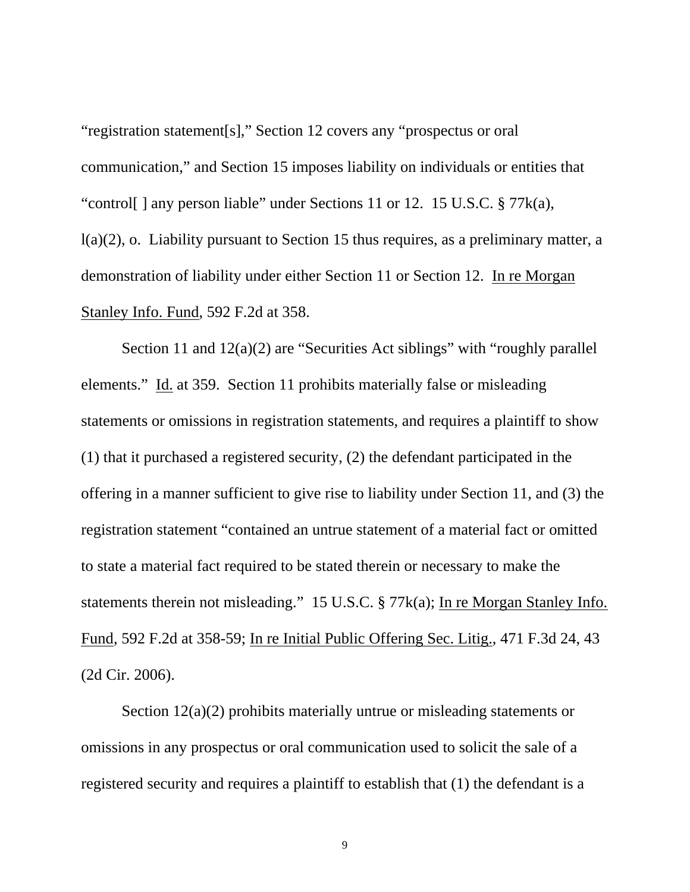"registration statement[s]," Section 12 covers any "prospectus or oral communication," and Section 15 imposes liability on individuals or entities that "control[ ] any person liable" under Sections 11 or 12. 15 U.S.C. § 77k(a), l(a)(2), o. Liability pursuant to Section 15 thus requires, as a preliminary matter, a demonstration of liability under either Section 11 or Section 12. In re Morgan Stanley Info. Fund, 592 F.2d at 358.

Section 11 and 12(a)(2) are "Securities Act siblings" with "roughly parallel elements." Id. at 359. Section 11 prohibits materially false or misleading statements or omissions in registration statements, and requires a plaintiff to show (1) that it purchased a registered security, (2) the defendant participated in the offering in a manner sufficient to give rise to liability under Section 11, and (3) the registration statement "contained an untrue statement of a material fact or omitted to state a material fact required to be stated therein or necessary to make the statements therein not misleading." 15 U.S.C. § 77k(a); In re Morgan Stanley Info. Fund, 592 F.2d at 358-59; In re Initial Public Offering Sec. Litig., 471 F.3d 24, 43 (2d Cir. 2006).

Section 12(a)(2) prohibits materially untrue or misleading statements or omissions in any prospectus or oral communication used to solicit the sale of a registered security and requires a plaintiff to establish that (1) the defendant is a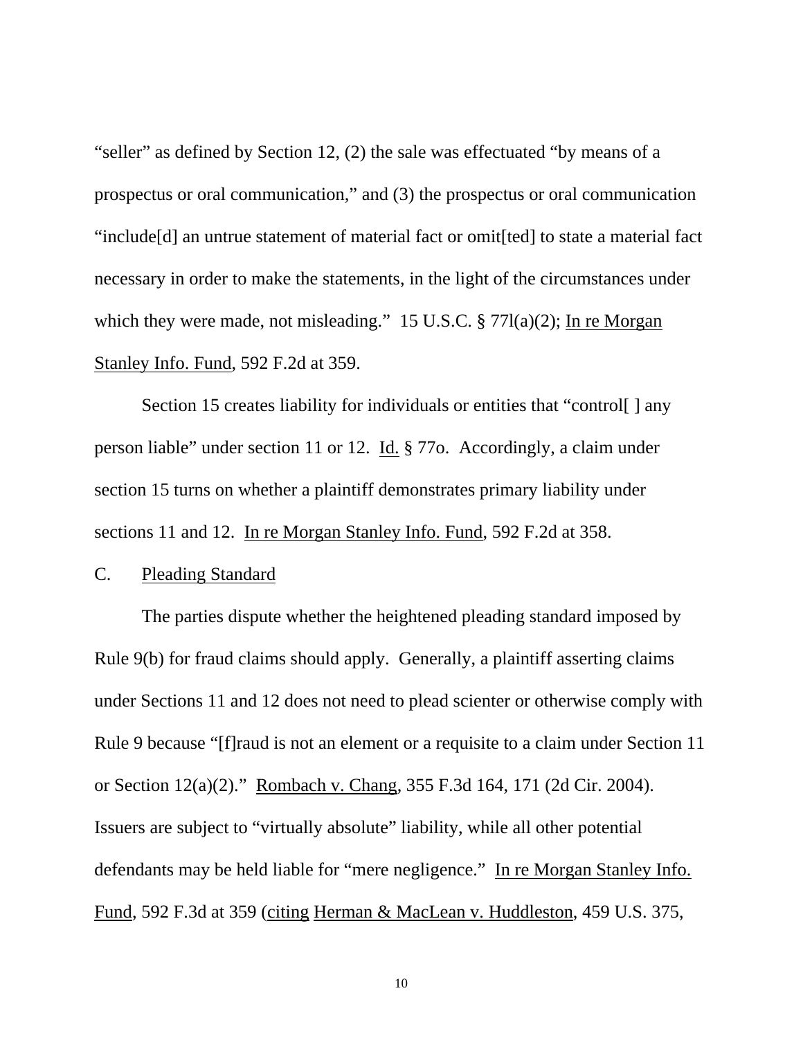"seller" as defined by Section 12, (2) the sale was effectuated "by means of a prospectus or oral communication," and (3) the prospectus or oral communication "include[d] an untrue statement of material fact or omit[ted] to state a material fact necessary in order to make the statements, in the light of the circumstances under which they were made, not misleading." 15 U.S.C. § 77l(a)(2); In re Morgan Stanley Info. Fund, 592 F.2d at 359.

Section 15 creates liability for individuals or entities that "control[ ] any person liable" under section 11 or 12. Id. § 77o. Accordingly, a claim under section 15 turns on whether a plaintiff demonstrates primary liability under sections 11 and 12. In re Morgan Stanley Info. Fund, 592 F.2d at 358.

C. Pleading Standard

The parties dispute whether the heightened pleading standard imposed by Rule 9(b) for fraud claims should apply. Generally, a plaintiff asserting claims under Sections 11 and 12 does not need to plead scienter or otherwise comply with Rule 9 because "[f]raud is not an element or a requisite to a claim under Section 11 or Section 12(a)(2)." Rombach v. Chang, 355 F.3d 164, 171 (2d Cir. 2004). Issuers are subject to "virtually absolute" liability, while all other potential defendants may be held liable for "mere negligence." In re Morgan Stanley Info. Fund, 592 F.3d at 359 (citing Herman & MacLean v. Huddleston, 459 U.S. 375,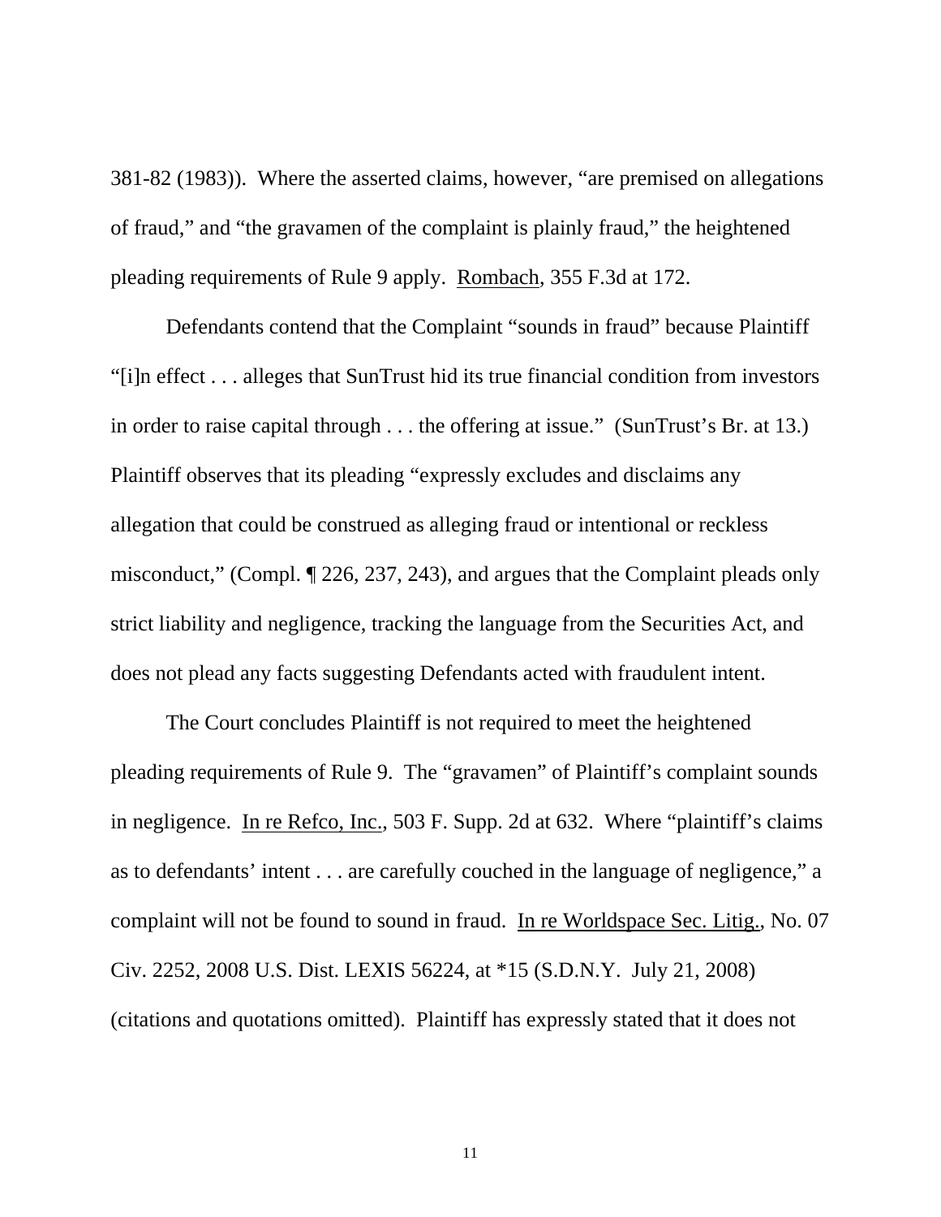381-82 (1983)). Where the asserted claims, however, "are premised on allegations of fraud," and "the gravamen of the complaint is plainly fraud," the heightened pleading requirements of Rule 9 apply. Rombach, 355 F.3d at 172.

Defendants contend that the Complaint "sounds in fraud" because Plaintiff "[i]n effect . . . alleges that SunTrust hid its true financial condition from investors in order to raise capital through . . . the offering at issue." (SunTrust's Br. at 13.) Plaintiff observes that its pleading "expressly excludes and disclaims any allegation that could be construed as alleging fraud or intentional or reckless misconduct," (Compl. ¶ 226, 237, 243), and argues that the Complaint pleads only strict liability and negligence, tracking the language from the Securities Act, and does not plead any facts suggesting Defendants acted with fraudulent intent.

The Court concludes Plaintiff is not required to meet the heightened pleading requirements of Rule 9. The "gravamen" of Plaintiff's complaint sounds in negligence. In re Refco, Inc., 503 F. Supp. 2d at 632. Where "plaintiff's claims as to defendants' intent . . . are carefully couched in the language of negligence," a complaint will not be found to sound in fraud. In re Worldspace Sec. Litig., No. 07 Civ. 2252, 2008 U.S. Dist. LEXIS 56224, at *15 (S.D.N.Y. July 21, 2008) (citations and quotations omitted). Plaintiff has expressly stated that it does not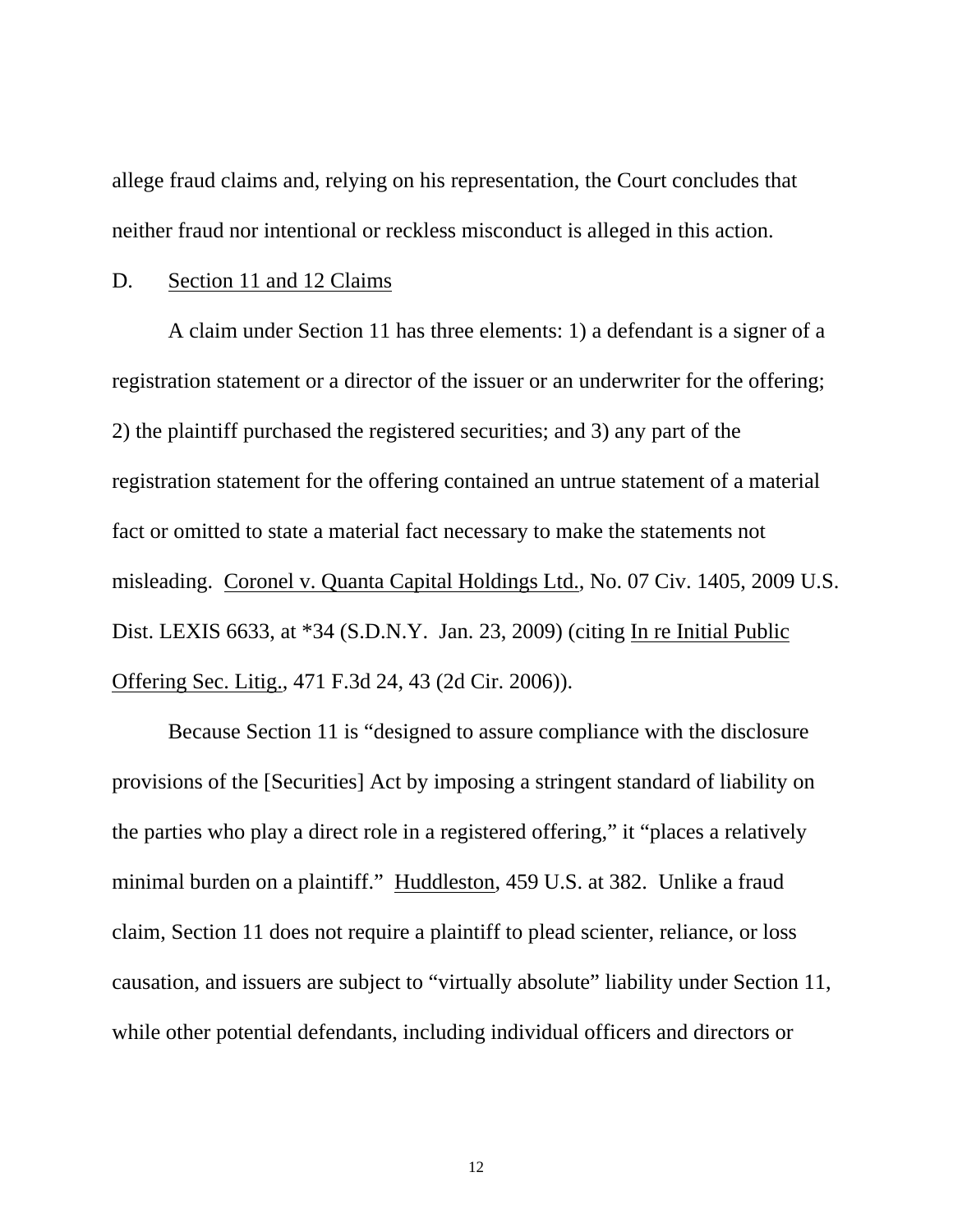allege fraud claims and, relying on his representation, the Court concludes that neither fraud nor intentional or reckless misconduct is alleged in this action.

D. Section 11 and 12 Claims

A claim under Section 11 has three elements: 1) a defendant is a signer of a registration statement or a director of the issuer or an underwriter for the offering; 2) the plaintiff purchased the registered securities; and 3) any part of the registration statement for the offering contained an untrue statement of a material fact or omitted to state a material fact necessary to make the statements not misleading. Coronel v. Quanta Capital Holdings Ltd., No. 07 Civ. 1405, 2009 U.S. Dist. LEXIS 6633, at *34 (S.D.N.Y. Jan. 23, 2009) (citing In re Initial Public Offering Sec. Litig., 471 F.3d 24, 43 (2d Cir. 2006)).

Because Section 11 is "designed to assure compliance with the disclosure provisions of the [Securities] Act by imposing a stringent standard of liability on the parties who play a direct role in a registered offering," it "places a relatively minimal burden on a plaintiff." Huddleston, 459 U.S. at 382. Unlike a fraud claim, Section 11 does not require a plaintiff to plead scienter, reliance, or loss causation, and issuers are subject to "virtually absolute" liability under Section 11, while other potential defendants, including individual officers and directors or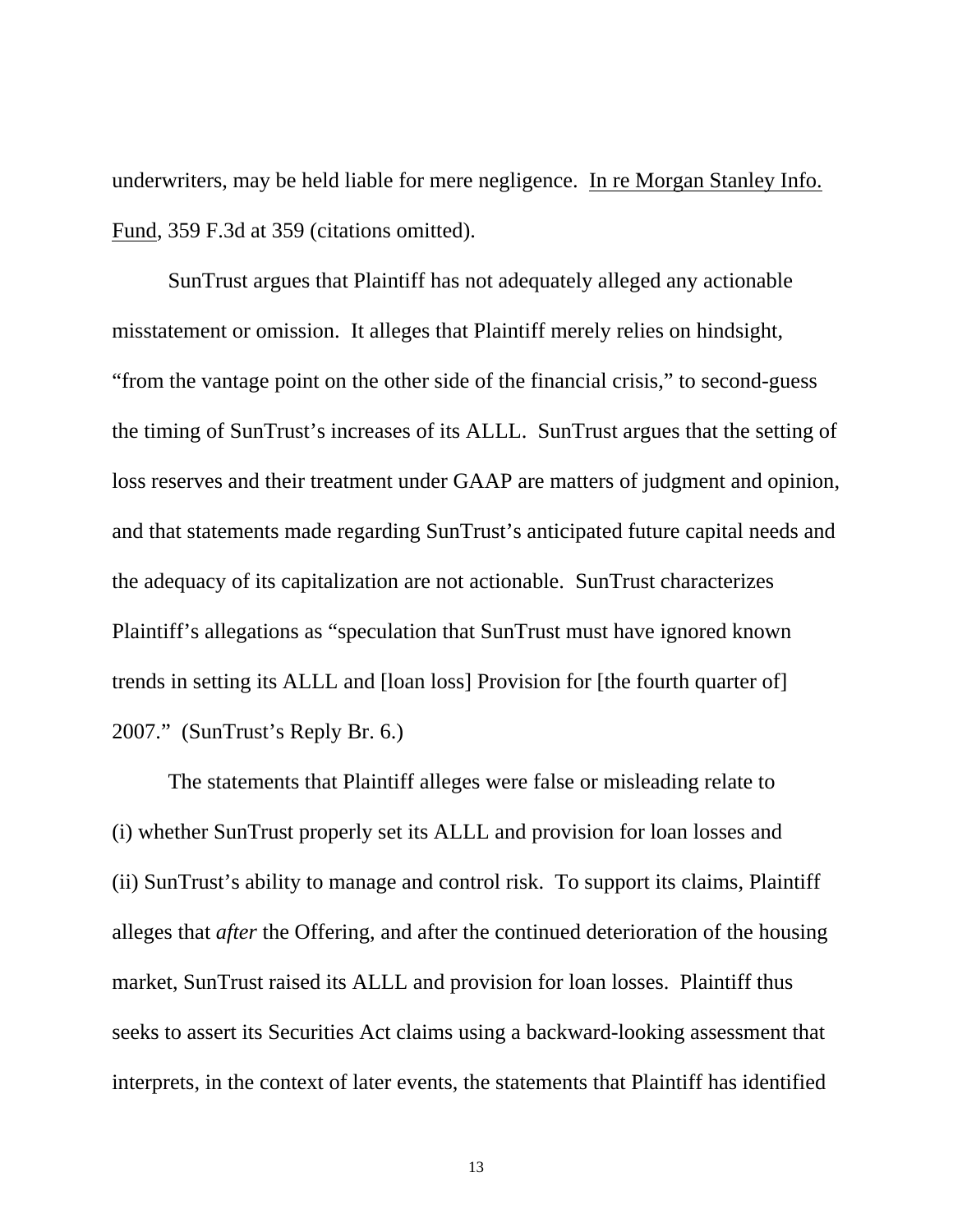underwriters, may be held liable for mere negligence. In re Morgan Stanley Info. Fund, 359 F.3d at 359 (citations omitted).

SunTrust argues that Plaintiff has not adequately alleged any actionable misstatement or omission. It alleges that Plaintiff merely relies on hindsight, "from the vantage point on the other side of the financial crisis," to second-guess the timing of SunTrust's increases of its ALLL. SunTrust argues that the setting of loss reserves and their treatment under GAAP are matters of judgment and opinion, and that statements made regarding SunTrust's anticipated future capital needs and the adequacy of its capitalization are not actionable. SunTrust characterizes Plaintiff's allegations as "speculation that SunTrust must have ignored known trends in setting its ALLL and [loan loss] Provision for [the fourth quarter of] 2007." (SunTrust's Reply Br. 6.)

The statements that Plaintiff alleges were false or misleading relate to (i) whether SunTrust properly set its ALLL and provision for loan losses and (ii) SunTrust's ability to manage and control risk. To support its claims, Plaintiff alleges that *after* the Offering, and after the continued deterioration of the housing market, SunTrust raised its ALLL and provision for loan losses. Plaintiff thus seeks to assert its Securities Act claims using a backward-looking assessment that interprets, in the context of later events, the statements that Plaintiff has identified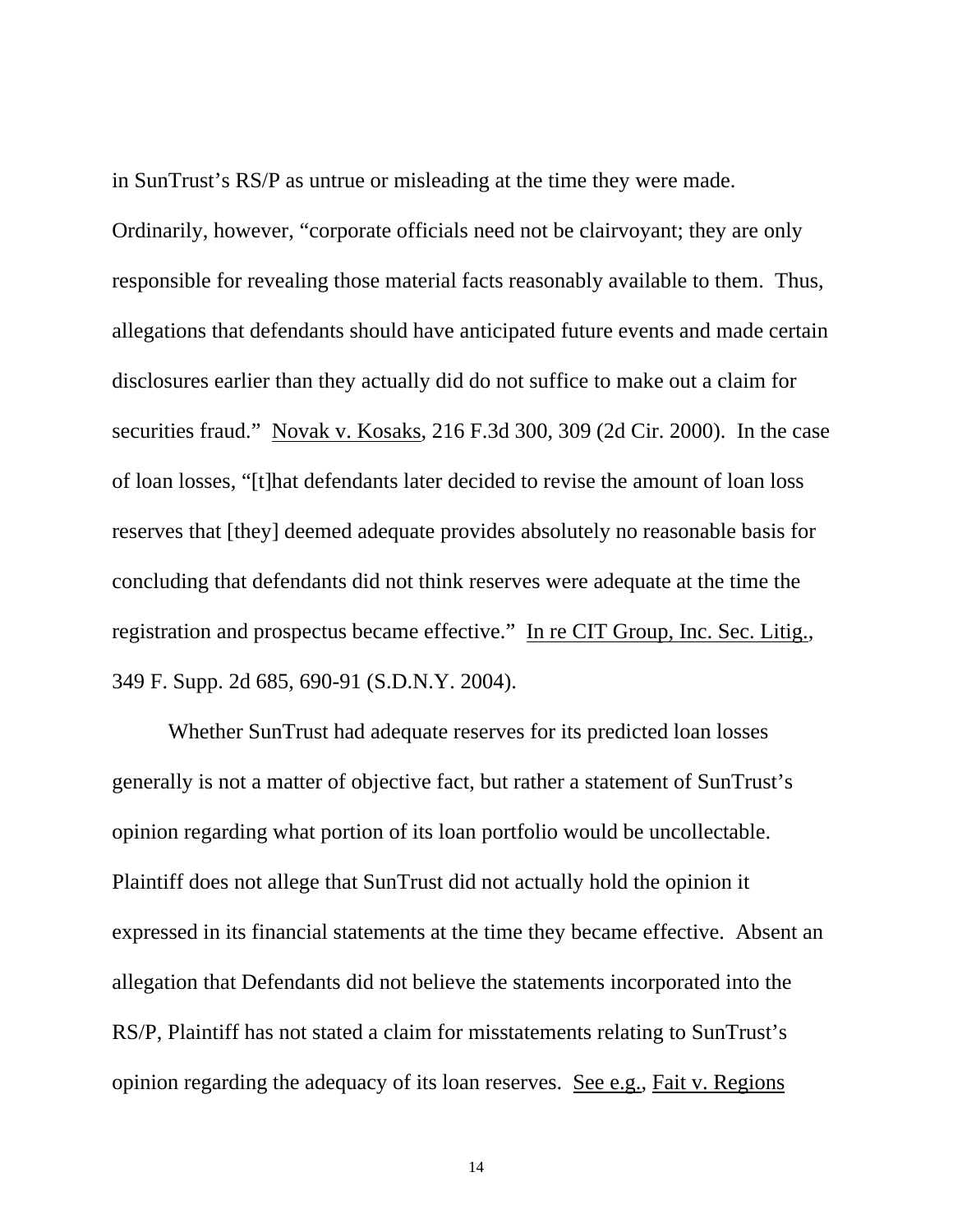in SunTrust's RS/P as untrue or misleading at the time they were made. Ordinarily, however, "corporate officials need not be clairvoyant; they are only responsible for revealing those material facts reasonably available to them. Thus, allegations that defendants should have anticipated future events and made certain disclosures earlier than they actually did do not suffice to make out a claim for securities fraud." Novak v. Kosaks, 216 F.3d 300, 309 (2d Cir. 2000). In the case of loan losses, "[t]hat defendants later decided to revise the amount of loan loss reserves that [they] deemed adequate provides absolutely no reasonable basis for concluding that defendants did not think reserves were adequate at the time the registration and prospectus became effective." In re CIT Group, Inc. Sec. Litig., 349 F. Supp. 2d 685, 690-91 (S.D.N.Y. 2004).

Whether SunTrust had adequate reserves for its predicted loan losses generally is not a matter of objective fact, but rather a statement of SunTrust's opinion regarding what portion of its loan portfolio would be uncollectable. Plaintiff does not allege that SunTrust did not actually hold the opinion it expressed in its financial statements at the time they became effective. Absent an allegation that Defendants did not believe the statements incorporated into the RS/P, Plaintiff has not stated a claim for misstatements relating to SunTrust's opinion regarding the adequacy of its loan reserves. See e.g., Fait v. Regions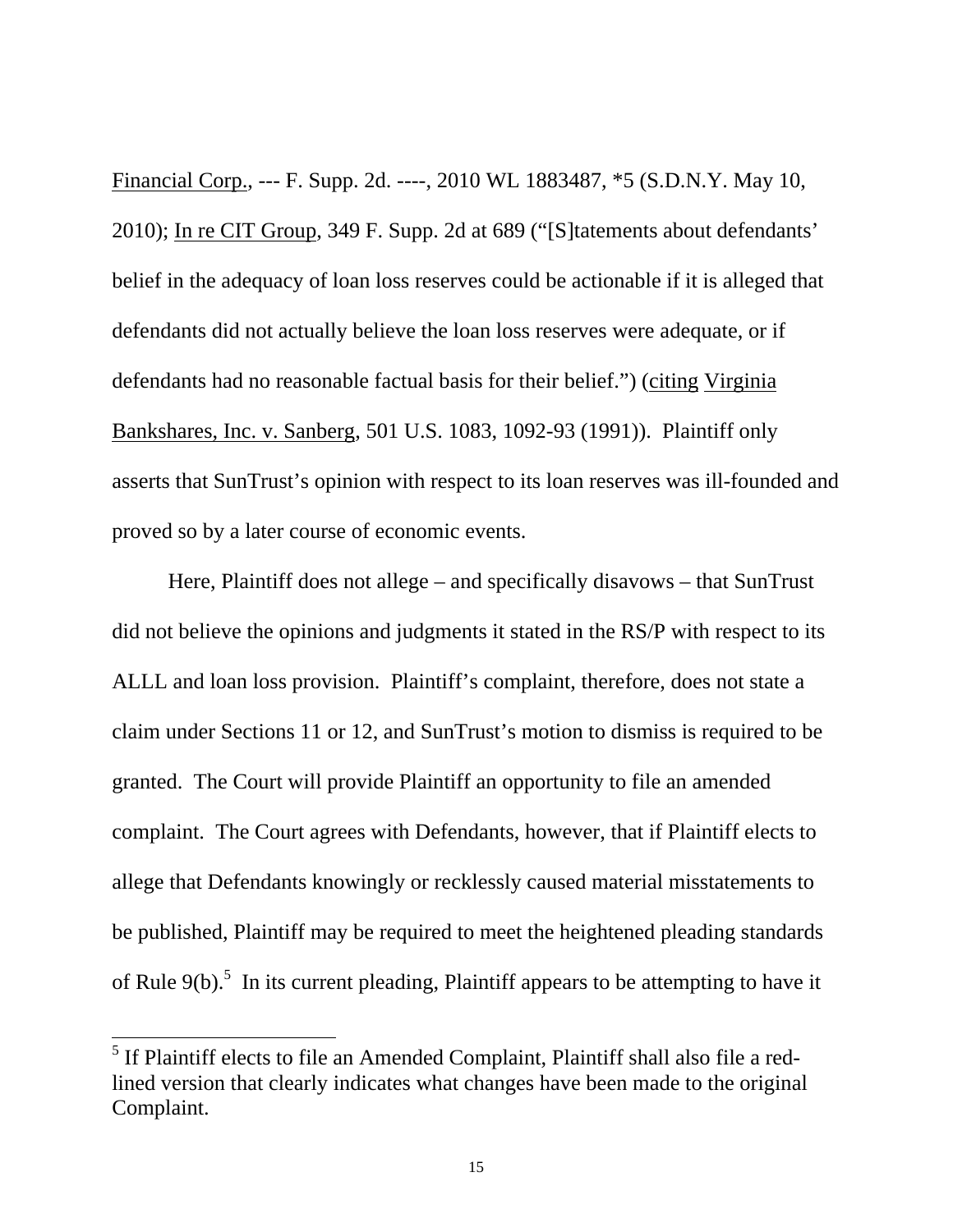Financial Corp., --- F. Supp. 2d. ----, 2010 WL 1883487, *5 (S.D.N.Y. May 10, 2010); In re CIT Group, 349 F. Supp. 2d at 689 ("[S]tatements about defendants' belief in the adequacy of loan loss reserves could be actionable if it is alleged that defendants did not actually believe the loan loss reserves were adequate, or if defendants had no reasonable factual basis for their belief.") (citing Virginia Bankshares, Inc. v. Sanberg, 501 U.S. 1083, 1092-93 (1991)). Plaintiff only asserts that SunTrust's opinion with respect to its loan reserves was ill-founded and proved so by a later course of economic events.

Here, Plaintiff does not allege – and specifically disavows – that SunTrust did not believe the opinions and judgments it stated in the RS/P with respect to its ALLL and loan loss provision. Plaintiff's complaint, therefore, does not state a claim under Sections 11 or 12, and SunTrust's motion to dismiss is required to be granted. The Court will provide Plaintiff an opportunity to file an amended complaint. The Court agrees with Defendants, however, that if Plaintiff elects to allege that Defendants knowingly or recklessly caused material misstatements to be published, Plaintiff may be required to meet the heightened pleading standards of Rule 9(b).[5] In its current pleading, Plaintiff appears to be attempting to have it

[5] If Plaintiff elects to file an Amended Complaint, Plaintiff shall also file a red-lined version that clearly indicates what changes have been made to the original Complaint.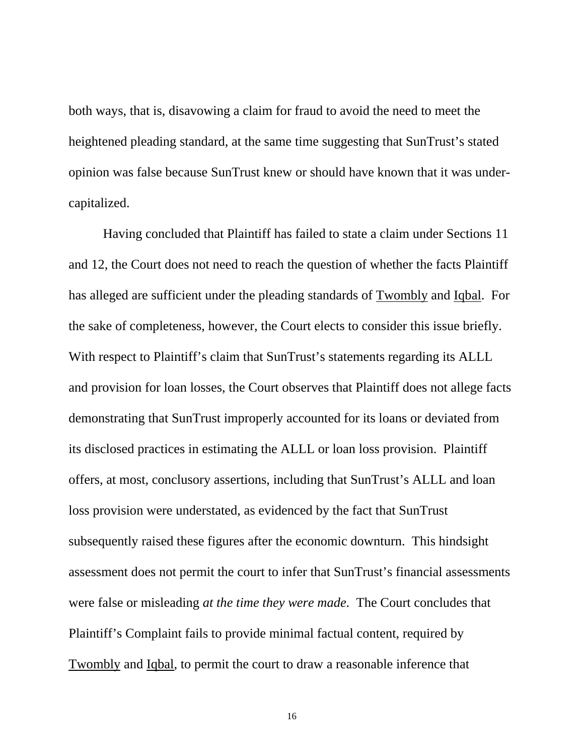both ways, that is, disavowing a claim for fraud to avoid the need to meet the heightened pleading standard, at the same time suggesting that SunTrust's stated opinion was false because SunTrust knew or should have known that it was under-capitalized.

Having concluded that Plaintiff has failed to state a claim under Sections 11 and 12, the Court does not need to reach the question of whether the facts Plaintiff has alleged are sufficient under the pleading standards of Twombly and Iqbal. For the sake of completeness, however, the Court elects to consider this issue briefly. With respect to Plaintiff's claim that SunTrust's statements regarding its ALLL and provision for loan losses, the Court observes that Plaintiff does not allege facts demonstrating that SunTrust improperly accounted for its loans or deviated from its disclosed practices in estimating the ALLL or loan loss provision. Plaintiff offers, at most, conclusory assertions, including that SunTrust's ALLL and loan loss provision were understated, as evidenced by the fact that SunTrust subsequently raised these figures after the economic downturn. This hindsight assessment does not permit the court to infer that SunTrust's financial assessments were false or misleading *at the time they were made*. The Court concludes that Plaintiff's Complaint fails to provide minimal factual content, required by Twombly and Iqbal, to permit the court to draw a reasonable inference that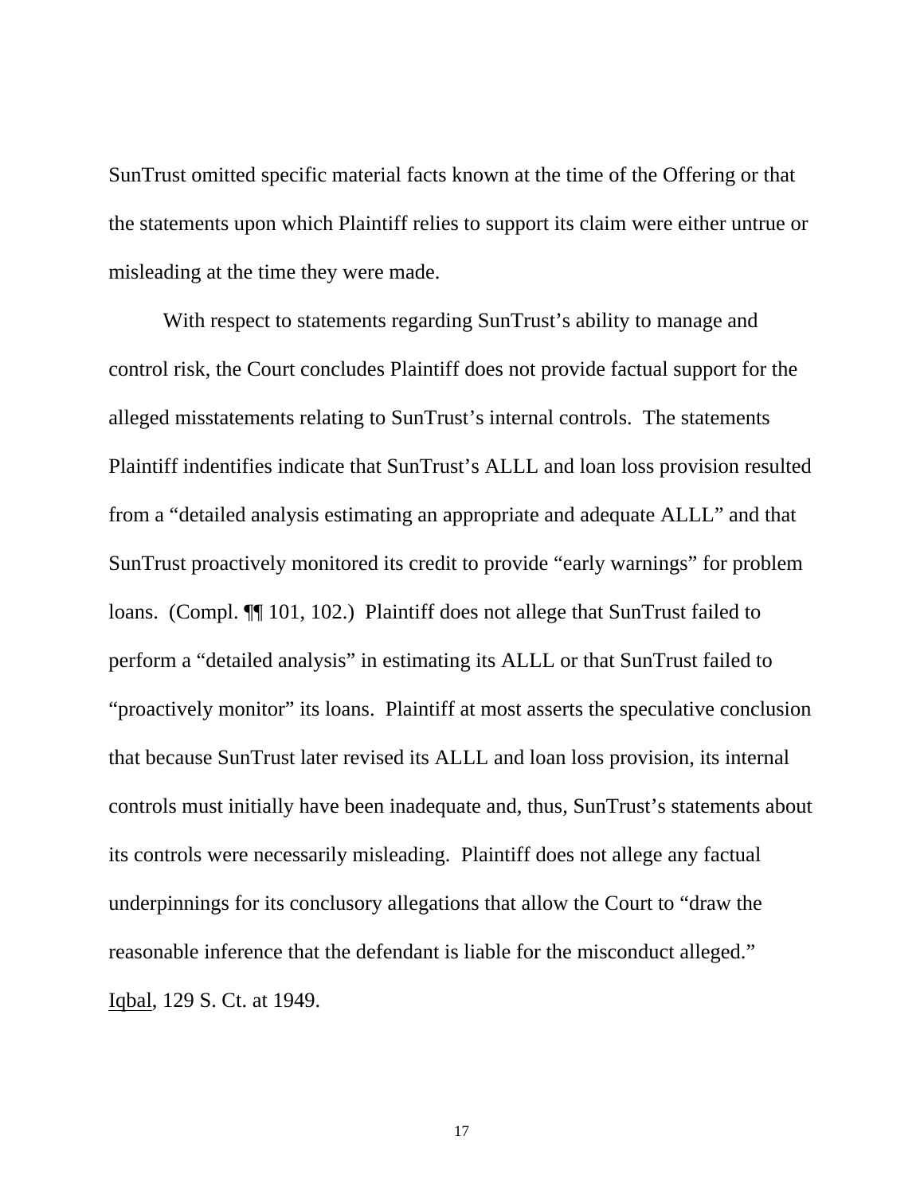SunTrust omitted specific material facts known at the time of the Offering or that the statements upon which Plaintiff relies to support its claim were either untrue or misleading at the time they were made.

With respect to statements regarding SunTrust's ability to manage and control risk, the Court concludes Plaintiff does not provide factual support for the alleged misstatements relating to SunTrust's internal controls. The statements Plaintiff indentifies indicate that SunTrust's ALLL and loan loss provision resulted from a "detailed analysis estimating an appropriate and adequate ALLL" and that SunTrust proactively monitored its credit to provide "early warnings" for problem loans. (Compl. ¶¶ 101, 102.) Plaintiff does not allege that SunTrust failed to perform a "detailed analysis" in estimating its ALLL or that SunTrust failed to "proactively monitor" its loans. Plaintiff at most asserts the speculative conclusion that because SunTrust later revised its ALLL and loan loss provision, its internal controls must initially have been inadequate and, thus, SunTrust's statements about its controls were necessarily misleading. Plaintiff does not allege any factual underpinnings for its conclusory allegations that allow the Court to "draw the reasonable inference that the defendant is liable for the misconduct alleged." Iqbal, 129 S. Ct. at 1949.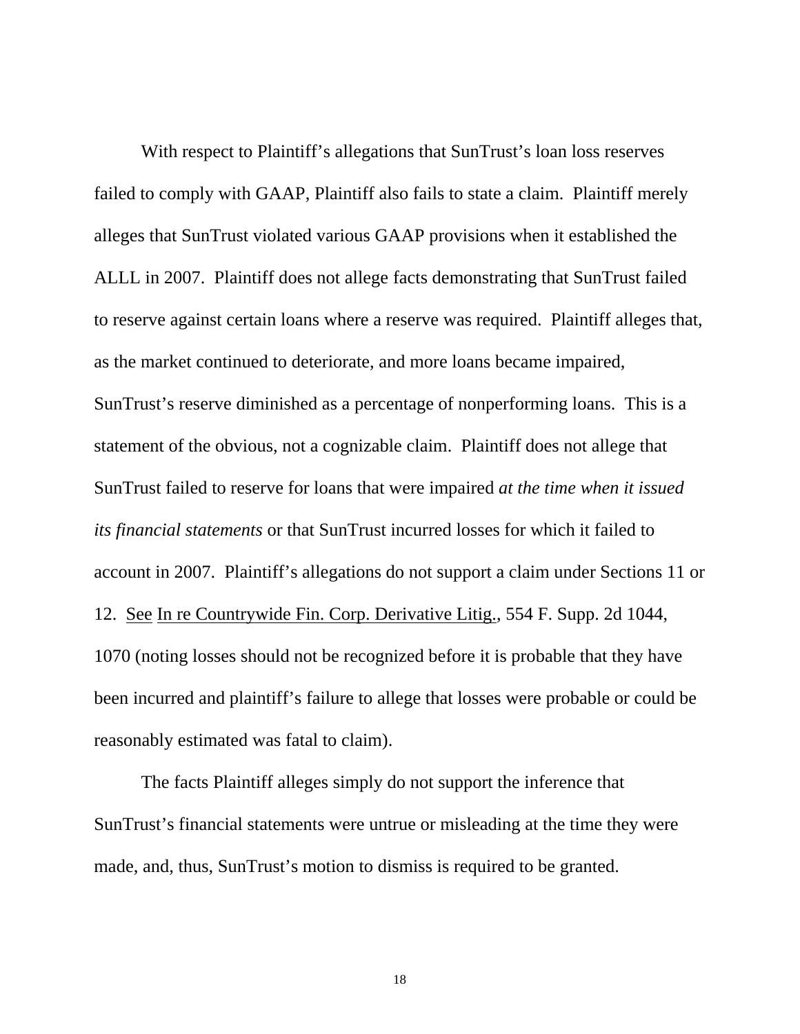With respect to Plaintiff's allegations that SunTrust's loan loss reserves failed to comply with GAAP, Plaintiff also fails to state a claim. Plaintiff merely alleges that SunTrust violated various GAAP provisions when it established the ALLL in 2007. Plaintiff does not allege facts demonstrating that SunTrust failed to reserve against certain loans where a reserve was required. Plaintiff alleges that, as the market continued to deteriorate, and more loans became impaired, SunTrust's reserve diminished as a percentage of nonperforming loans. This is a statement of the obvious, not a cognizable claim. Plaintiff does not allege that SunTrust failed to reserve for loans that were impaired *at the time when it issued its financial statements* or that SunTrust incurred losses for which it failed to account in 2007. Plaintiff's allegations do not support a claim under Sections 11 or 12. See In re Countrywide Fin. Corp. Derivative Litig., 554 F. Supp. 2d 1044, 1070 (noting losses should not be recognized before it is probable that they have been incurred and plaintiff's failure to allege that losses were probable or could be reasonably estimated was fatal to claim).

The facts Plaintiff alleges simply do not support the inference that SunTrust's financial statements were untrue or misleading at the time they were made, and, thus, SunTrust's motion to dismiss is required to be granted.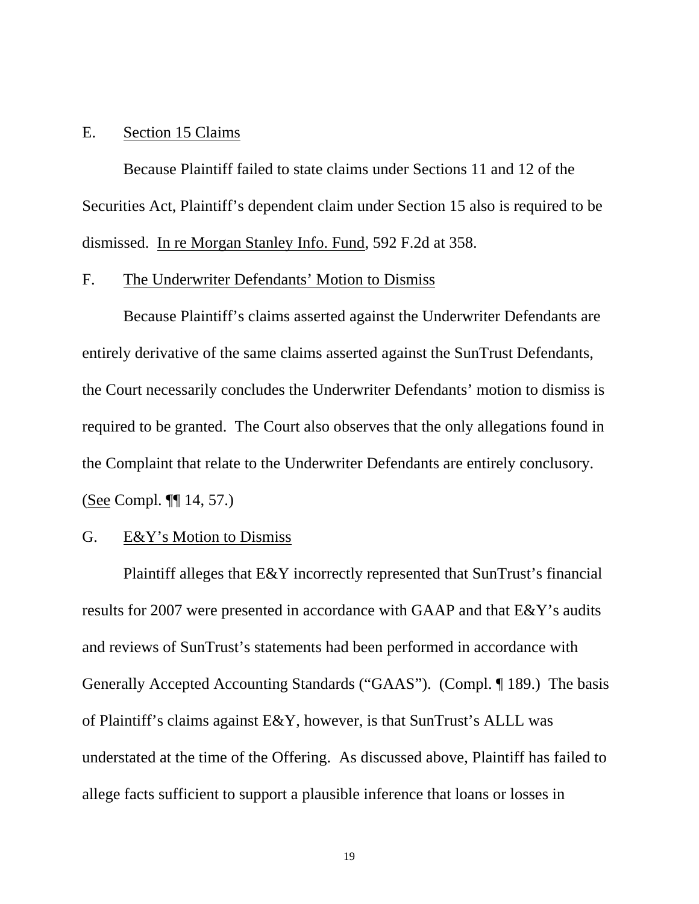E. Section 15 Claims

Because Plaintiff failed to state claims under Sections 11 and 12 of the Securities Act, Plaintiff's dependent claim under Section 15 also is required to be dismissed. In re Morgan Stanley Info. Fund, 592 F.2d at 358.

F. The Underwriter Defendants' Motion to Dismiss

Because Plaintiff's claims asserted against the Underwriter Defendants are entirely derivative of the same claims asserted against the SunTrust Defendants, the Court necessarily concludes the Underwriter Defendants' motion to dismiss is required to be granted. The Court also observes that the only allegations found in the Complaint that relate to the Underwriter Defendants are entirely conclusory. (See Compl. ¶¶ 14, 57.)

G. E&Y's Motion to Dismiss

Plaintiff alleges that E&Y incorrectly represented that SunTrust's financial results for 2007 were presented in accordance with GAAP and that E&Y's audits and reviews of SunTrust's statements had been performed in accordance with Generally Accepted Accounting Standards ("GAAS"). (Compl. ¶ 189.) The basis of Plaintiff's claims against E&Y, however, is that SunTrust's ALLL was understated at the time of the Offering. As discussed above, Plaintiff has failed to allege facts sufficient to support a plausible inference that loans or losses in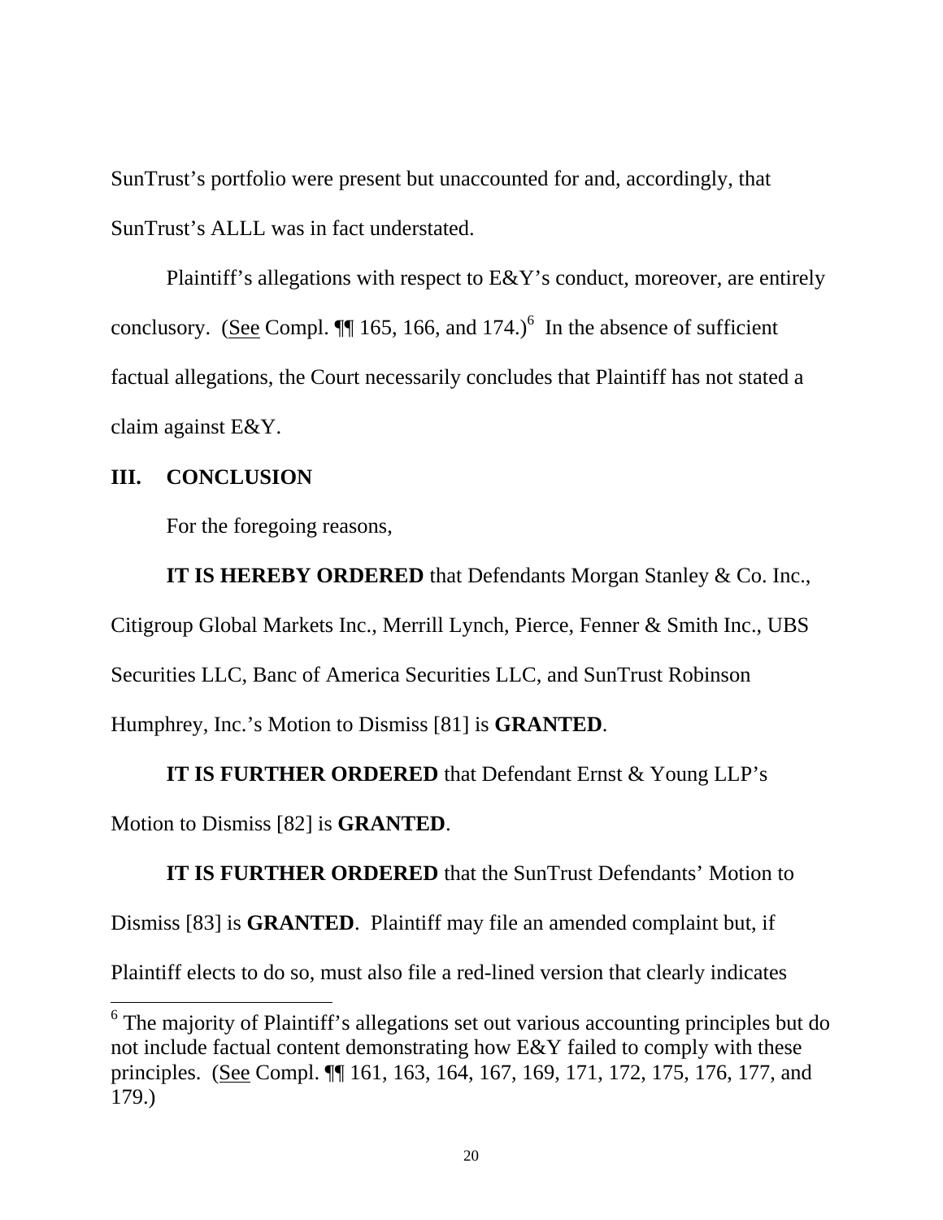SunTrust's portfolio were present but unaccounted for and, accordingly, that SunTrust's ALLL was in fact understated.

Plaintiff's allegations with respect to E&Y's conduct, moreover, are entirely conclusory. (See Compl. ¶¶ 165, 166, and 174.)[6] In the absence of sufficient factual allegations, the Court necessarily concludes that Plaintiff has not stated a claim against E&Y.

## III. CONCLUSION

For the foregoing reasons,

**IT IS HEREBY ORDERED** that Defendants Morgan Stanley & Co. Inc., Citigroup Global Markets Inc., Merrill Lynch, Pierce, Fenner & Smith Inc., UBS Securities LLC, Banc of America Securities LLC, and SunTrust Robinson Humphrey, Inc.'s Motion to Dismiss [81] is **GRANTED**.

**IT IS FURTHER ORDERED** that Defendant Ernst & Young LLP's Motion to Dismiss [82] is **GRANTED**.

**IT IS FURTHER ORDERED** that the SunTrust Defendants' Motion to Dismiss [83] is **GRANTED**. Plaintiff may file an amended complaint but, if Plaintiff elects to do so, must also file a red-lined version that clearly indicates

---

[6] The majority of Plaintiff's allegations set out various accounting principles but do not include factual content demonstrating how E&Y failed to comply with these principles. (See Compl. ¶¶ 161, 163, 164, 167, 169, 171, 172, 175, 176, 177, and 179.)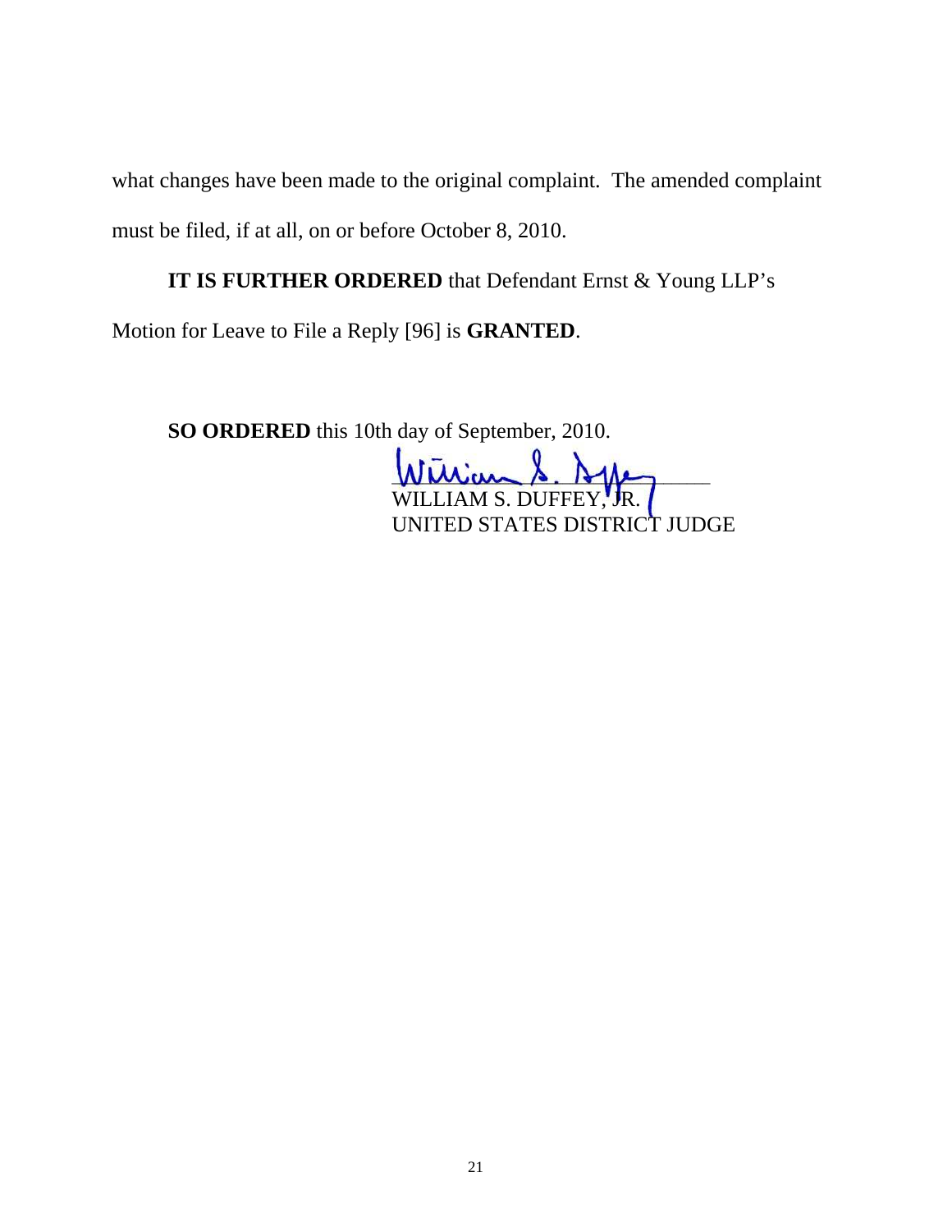what changes have been made to the original complaint. The amended complaint must be filed, if at all, on or before October 8, 2010.

**IT IS FURTHER ORDERED** that Defendant Ernst & Young LLP's Motion for Leave to File a Reply [96] is **GRANTED**.

**SO ORDERED** this 10th day of September, 2010.

WILLIAM S. DUFFEY, JR.
UNITED STATES DISTRICT JUDGE